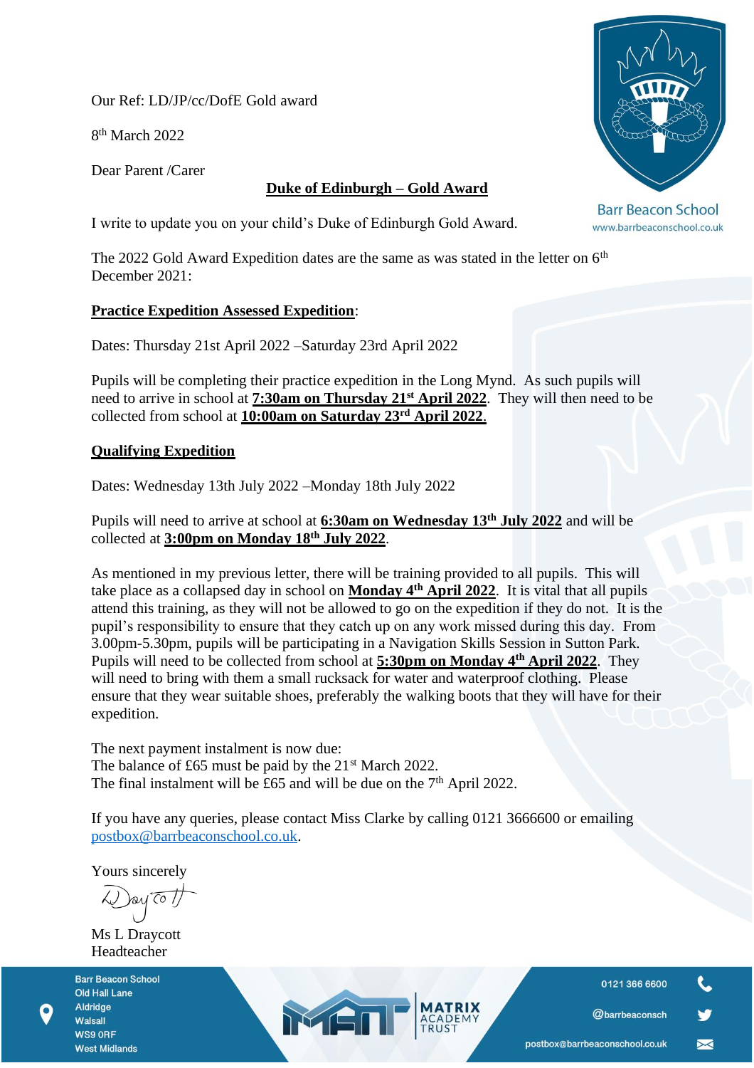Our Ref: LD/JP/cc/DofE Gold award

8th March 2022

Dear Parent /Carer

**Duke of Edinburgh – Gold Award**

Barr Beacon School
www.barrbeaconschool.co.uk

I write to update you on your child's Duke of Edinburgh Gold Award.

The 2022 Gold Award Expedition dates are the same as was stated in the letter on 6th December 2021:

**Practice Expedition Assessed Expedition**:

Dates: Thursday 21st April 2022 –Saturday 23rd April 2022

Pupils will be completing their practice expedition in the Long Mynd. As such pupils will need to arrive in school at **7:30am on Thursday 21st April 2022**. They will then need to be collected from school at **10:00am on Saturday 23rd April 2022**.

**Qualifying Expedition**

Dates: Wednesday 13th July 2022 –Monday 18th July 2022

Pupils will need to arrive at school at **6:30am on Wednesday 13th July 2022** and will be collected at **3:00pm on Monday 18th July 2022**.

As mentioned in my previous letter, there will be training provided to all pupils. This will take place as a collapsed day in school on **Monday 4th April 2022**. It is vital that all pupils attend this training, as they will not be allowed to go on the expedition if they do not. It is the pupil's responsibility to ensure that they catch up on any work missed during this day. From 3.00pm-5.30pm, pupils will be participating in a Navigation Skills Session in Sutton Park. Pupils will need to be collected from school at **5:30pm on Monday 4th April 2022**. They will need to bring with them a small rucksack for water and waterproof clothing. Please ensure that they wear suitable shoes, preferably the walking boots that they will have for their expedition.

The next payment instalment is now due:
The balance of £65 must be paid by the 21st March 2022.
The final instalment will be £65 and will be due on the 7th April 2022.

If you have any queries, please contact Miss Clarke by calling 0121 3666600 or emailing postbox@barrbeaconschool.co.uk.

Yours sincerely

Ms L Draycott
Headteacher

Barr Beacon School
Old Hall Lane
Aldridge
Walsall
WS9 0RF
West Midlands

MATRIX ACADEMY TRUST

0121 366 6600
@barrbeaconsch
postbox@barrbeaconschool.co.uk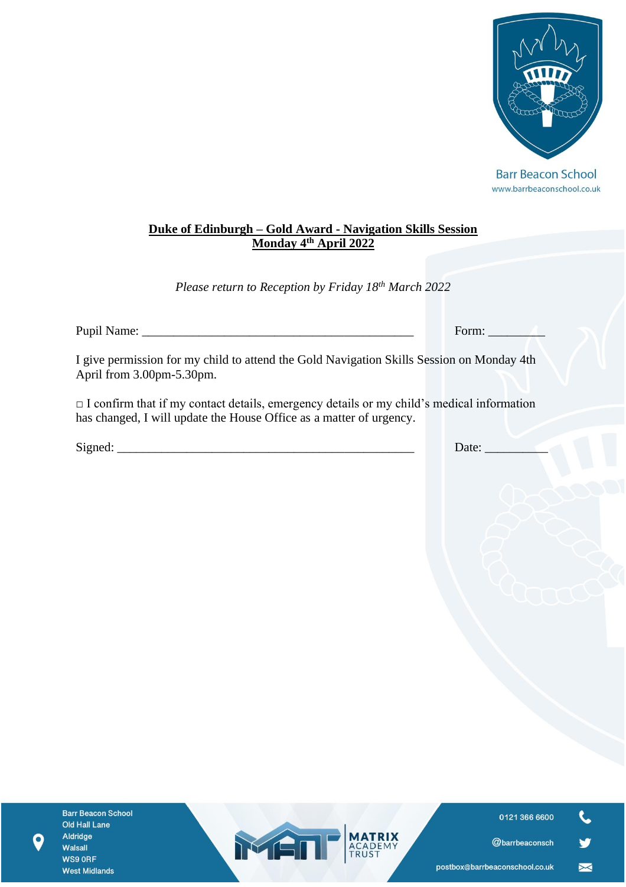**Duke of Edinburgh – Gold Award - Navigation Skills Session**
**Monday 4th April 2022**

*Please return to Reception by Friday 18th March 2022*

Pupil Name: _____________________________________________ Form: _________

I give permission for my child to attend the Gold Navigation Skills Session on Monday 4th April from 3.00pm-5.30pm.

□ I confirm that if my contact details, emergency details or my child's medical information has changed, I will update the House Office as a matter of urgency.

Signed: _________________________________________________ Date: __________